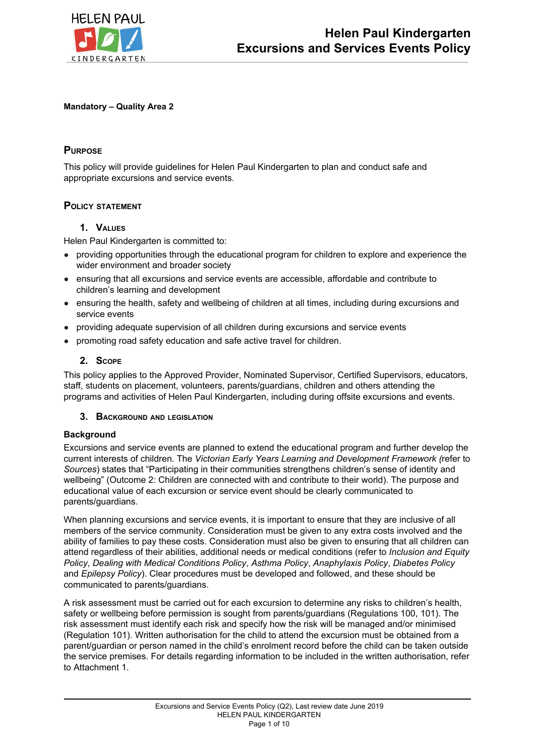# Helen Paul Kindergarten Excursions and Services Events Policy

**Mandatory – Quality Area 2**

## Purpose

This policy will provide guidelines for Helen Paul Kindergarten to plan and conduct safe and appropriate excursions and service events.

## Policy statement

### 1. Values

Helen Paul Kindergarten is committed to:

- providing opportunities through the educational program for children to explore and experience the wider environment and broader society
- ensuring that all excursions and service events are accessible, affordable and contribute to children's learning and development
- ensuring the health, safety and wellbeing of children at all times, including during excursions and service events
- providing adequate supervision of all children during excursions and service events
- promoting road safety education and safe active travel for children.

### 2. Scope

This policy applies to the Approved Provider, Nominated Supervisor, Certified Supervisors, educators, staff, students on placement, volunteers, parents/guardians, children and others attending the programs and activities of Helen Paul Kindergarten, including during offsite excursions and events.

### 3. Background and legislation

**Background**

Excursions and service events are planned to extend the educational program and further develop the current interests of children. The *Victorian Early Years Learning and Development Framework (*refer to *Sources*) states that "Participating in their communities strengthens children's sense of identity and wellbeing" (Outcome 2: Children are connected with and contribute to their world). The purpose and educational value of each excursion or service event should be clearly communicated to parents/guardians.

When planning excursions and service events, it is important to ensure that they are inclusive of all members of the service community. Consideration must be given to any extra costs involved and the ability of families to pay these costs. Consideration must also be given to ensuring that all children can attend regardless of their abilities, additional needs or medical conditions (refer to *Inclusion and Equity Policy*, *Dealing with Medical Conditions Policy*, *Asthma Policy*, *Anaphylaxis Policy*, *Diabetes Policy* and *Epilepsy Policy*). Clear procedures must be developed and followed, and these should be communicated to parents/guardians.

A risk assessment must be carried out for each excursion to determine any risks to children's health, safety or wellbeing before permission is sought from parents/guardians (Regulations 100, 101). The risk assessment must identify each risk and specify how the risk will be managed and/or minimised (Regulation 101). Written authorisation for the child to attend the excursion must be obtained from a parent/guardian or person named in the child's enrolment record before the child can be taken outside the service premises. For details regarding information to be included in the written authorisation, refer to Attachment 1.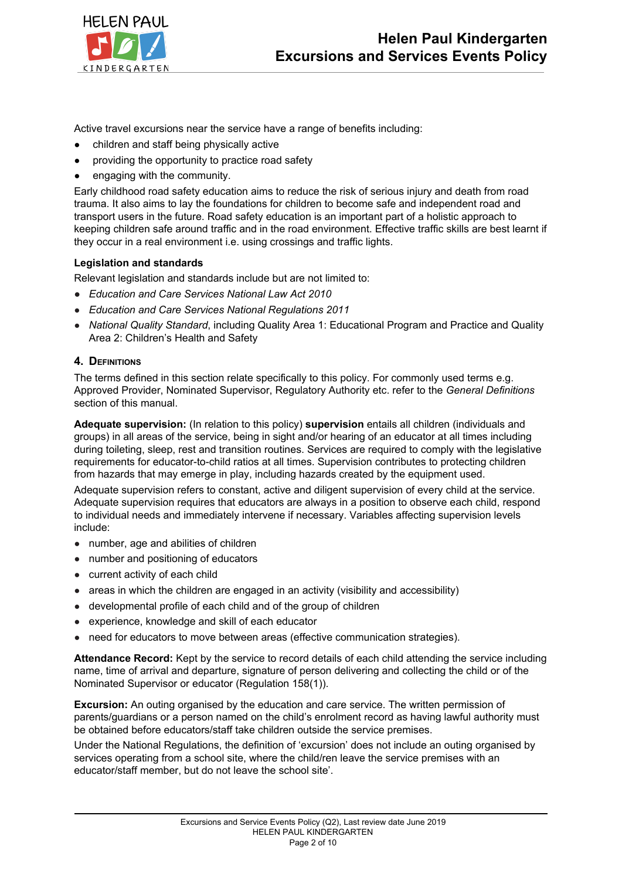Active travel excursions near the service have a range of benefits including:

- children and staff being physically active
- providing the opportunity to practice road safety
- engaging with the community.

Early childhood road safety education aims to reduce the risk of serious injury and death from road trauma. It also aims to lay the foundations for children to become safe and independent road and transport users in the future. Road safety education is an important part of a holistic approach to keeping children safe around traffic and in the road environment. Effective traffic skills are best learnt if they occur in a real environment i.e. using crossings and traffic lights.

**Legislation and standards**

Relevant legislation and standards include but are not limited to:

- *Education and Care Services National Law Act 2010*
- *Education and Care Services National Regulations 2011*
- *National Quality Standard*, including Quality Area 1: Educational Program and Practice and Quality Area 2: Children's Health and Safety

## 4. Definitions

The terms defined in this section relate specifically to this policy. For commonly used terms e.g. Approved Provider, Nominated Supervisor, Regulatory Authority etc. refer to the *General Definitions* section of this manual.

**Adequate supervision:** (In relation to this policy) **supervision** entails all children (individuals and groups) in all areas of the service, being in sight and/or hearing of an educator at all times including during toileting, sleep, rest and transition routines. Services are required to comply with the legislative requirements for educator-to-child ratios at all times. Supervision contributes to protecting children from hazards that may emerge in play, including hazards created by the equipment used.

Adequate supervision refers to constant, active and diligent supervision of every child at the service. Adequate supervision requires that educators are always in a position to observe each child, respond to individual needs and immediately intervene if necessary. Variables affecting supervision levels include:

- number, age and abilities of children
- number and positioning of educators
- current activity of each child
- areas in which the children are engaged in an activity (visibility and accessibility)
- developmental profile of each child and of the group of children
- experience, knowledge and skill of each educator
- need for educators to move between areas (effective communication strategies).

**Attendance Record:** Kept by the service to record details of each child attending the service including name, time of arrival and departure, signature of person delivering and collecting the child or of the Nominated Supervisor or educator (Regulation 158(1)).

**Excursion:** An outing organised by the education and care service. The written permission of parents/guardians or a person named on the child's enrolment record as having lawful authority must be obtained before educators/staff take children outside the service premises.

Under the National Regulations, the definition of 'excursion' does not include an outing organised by services operating from a school site, where the child/ren leave the service premises with an educator/staff member, but do not leave the school site'.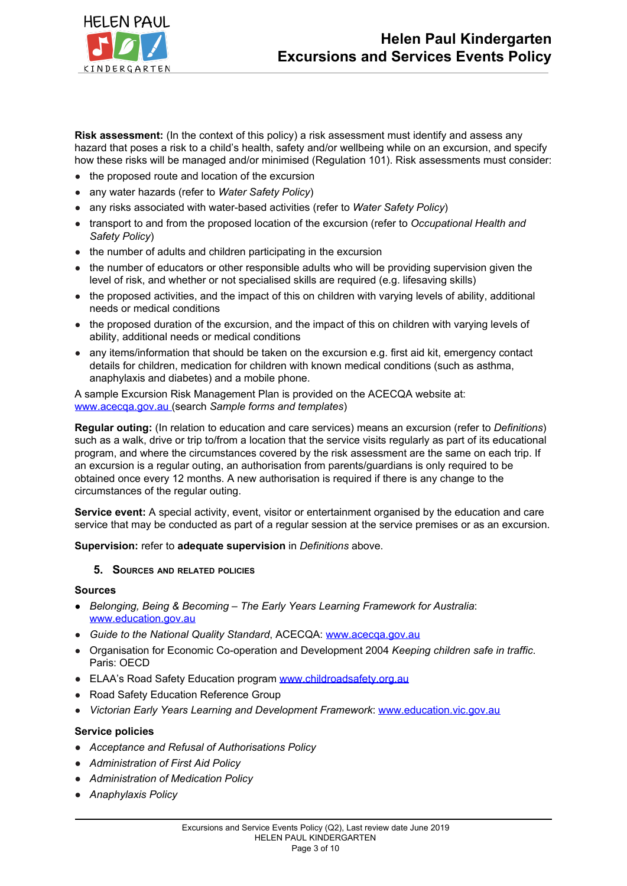**Risk assessment:** (In the context of this policy) a risk assessment must identify and assess any hazard that poses a risk to a child's health, safety and/or wellbeing while on an excursion, and specify how these risks will be managed and/or minimised (Regulation 101). Risk assessments must consider:

- the proposed route and location of the excursion
- any water hazards (refer to *Water Safety Policy*)
- any risks associated with water-based activities (refer to *Water Safety Policy*)
- transport to and from the proposed location of the excursion (refer to *Occupational Health and Safety Policy*)
- the number of adults and children participating in the excursion
- the number of educators or other responsible adults who will be providing supervision given the level of risk, and whether or not specialised skills are required (e.g. lifesaving skills)
- the proposed activities, and the impact of this on children with varying levels of ability, additional needs or medical conditions
- the proposed duration of the excursion, and the impact of this on children with varying levels of ability, additional needs or medical conditions
- any items/information that should be taken on the excursion e.g. first aid kit, emergency contact details for children, medication for children with known medical conditions (such as asthma, anaphylaxis and diabetes) and a mobile phone.

A sample Excursion Risk Management Plan is provided on the ACECQA website at: www.acecqa.gov.au (search *Sample forms and templates*)

**Regular outing:** (In relation to education and care services) means an excursion (refer to *Definitions*) such as a walk, drive or trip to/from a location that the service visits regularly as part of its educational program, and where the circumstances covered by the risk assessment are the same on each trip. If an excursion is a regular outing, an authorisation from parents/guardians is only required to be obtained once every 12 months. A new authorisation is required if there is any change to the circumstances of the regular outing.

**Service event:** A special activity, event, visitor or entertainment organised by the education and care service that may be conducted as part of a regular session at the service premises or as an excursion.

**Supervision:** refer to **adequate supervision** in *Definitions* above.

## 5. Sources and related policies

**Sources**

- *Belonging, Being & Becoming – The Early Years Learning Framework for Australia*: www.education.gov.au
- *Guide to the National Quality Standard*, ACECQA: www.acecqa.gov.au
- Organisation for Economic Co-operation and Development 2004 *Keeping children safe in traffic*. Paris: OECD
- ELAA's Road Safety Education program www.childroadsafety.org.au
- Road Safety Education Reference Group
- *Victorian Early Years Learning and Development Framework*: www.education.vic.gov.au

**Service policies**

- *Acceptance and Refusal of Authorisations Policy*
- *Administration of First Aid Policy*
- *Administration of Medication Policy*
- *Anaphylaxis Policy*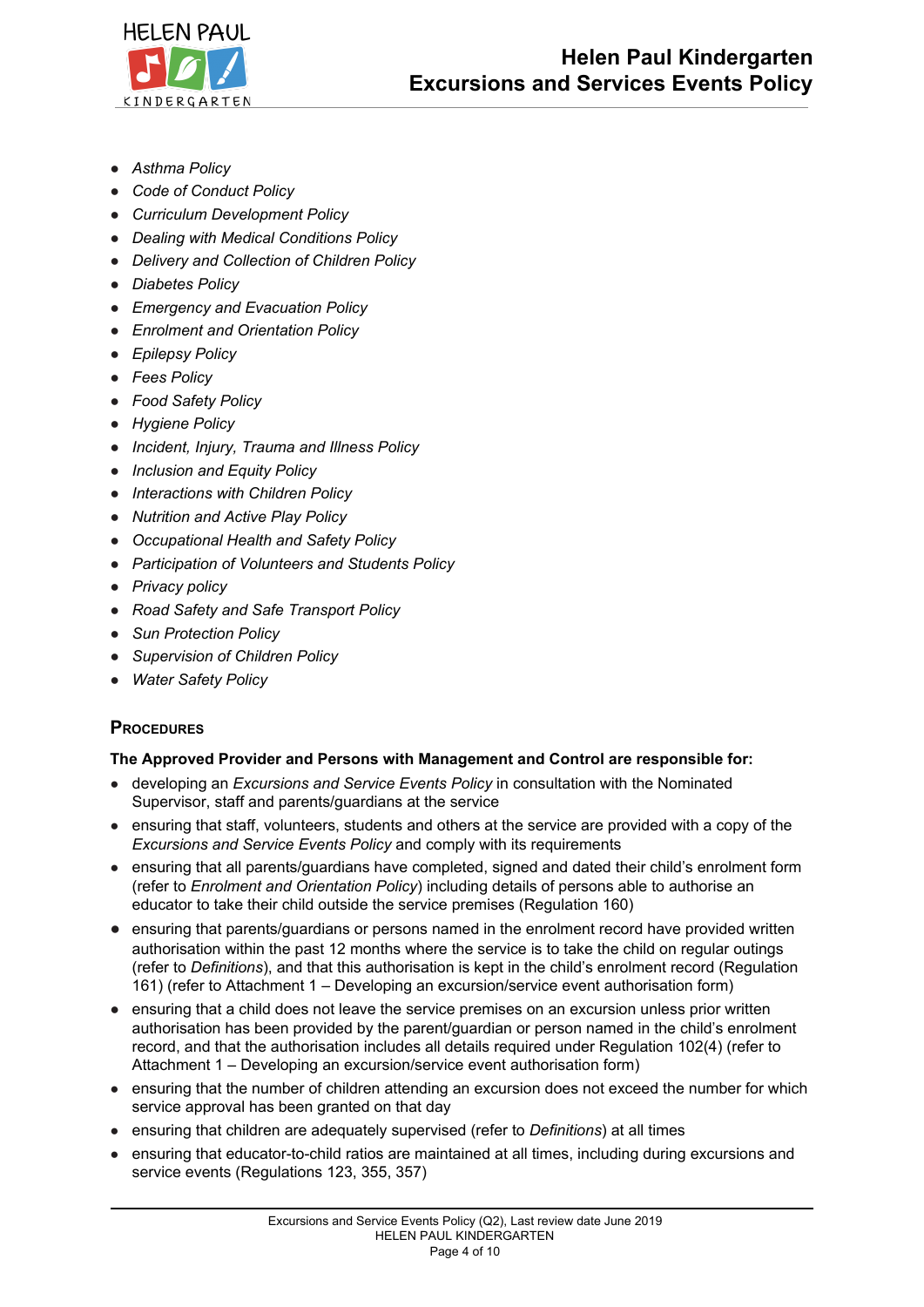- *Asthma Policy*
- *Code of Conduct Policy*
- *Curriculum Development Policy*
- *Dealing with Medical Conditions Policy*
- *Delivery and Collection of Children Policy*
- *Diabetes Policy*
- *Emergency and Evacuation Policy*
- *Enrolment and Orientation Policy*
- *Epilepsy Policy*
- *Fees Policy*
- *Food Safety Policy*
- *Hygiene Policy*
- *Incident, Injury, Trauma and Illness Policy*
- *Inclusion and Equity Policy*
- *Interactions with Children Policy*
- *Nutrition and Active Play Policy*
- *Occupational Health and Safety Policy*
- *Participation of Volunteers and Students Policy*
- *Privacy policy*
- *Road Safety and Safe Transport Policy*
- *Sun Protection Policy*
- *Supervision of Children Policy*
- *Water Safety Policy*

## PROCEDURES

**The Approved Provider and Persons with Management and Control are responsible for:**

- developing an *Excursions and Service Events Policy* in consultation with the Nominated Supervisor, staff and parents/guardians at the service
- ensuring that staff, volunteers, students and others at the service are provided with a copy of the *Excursions and Service Events Policy* and comply with its requirements
- ensuring that all parents/guardians have completed, signed and dated their child's enrolment form (refer to *Enrolment and Orientation Policy*) including details of persons able to authorise an educator to take their child outside the service premises (Regulation 160)
- ensuring that parents/guardians or persons named in the enrolment record have provided written authorisation within the past 12 months where the service is to take the child on regular outings (refer to *Definitions*), and that this authorisation is kept in the child's enrolment record (Regulation 161) (refer to Attachment 1 – Developing an excursion/service event authorisation form)
- ensuring that a child does not leave the service premises on an excursion unless prior written authorisation has been provided by the parent/guardian or person named in the child's enrolment record, and that the authorisation includes all details required under Regulation 102(4) (refer to Attachment 1 – Developing an excursion/service event authorisation form)
- ensuring that the number of children attending an excursion does not exceed the number for which service approval has been granted on that day
- ensuring that children are adequately supervised (refer to *Definitions*) at all times
- ensuring that educator-to-child ratios are maintained at all times, including during excursions and service events (Regulations 123, 355, 357)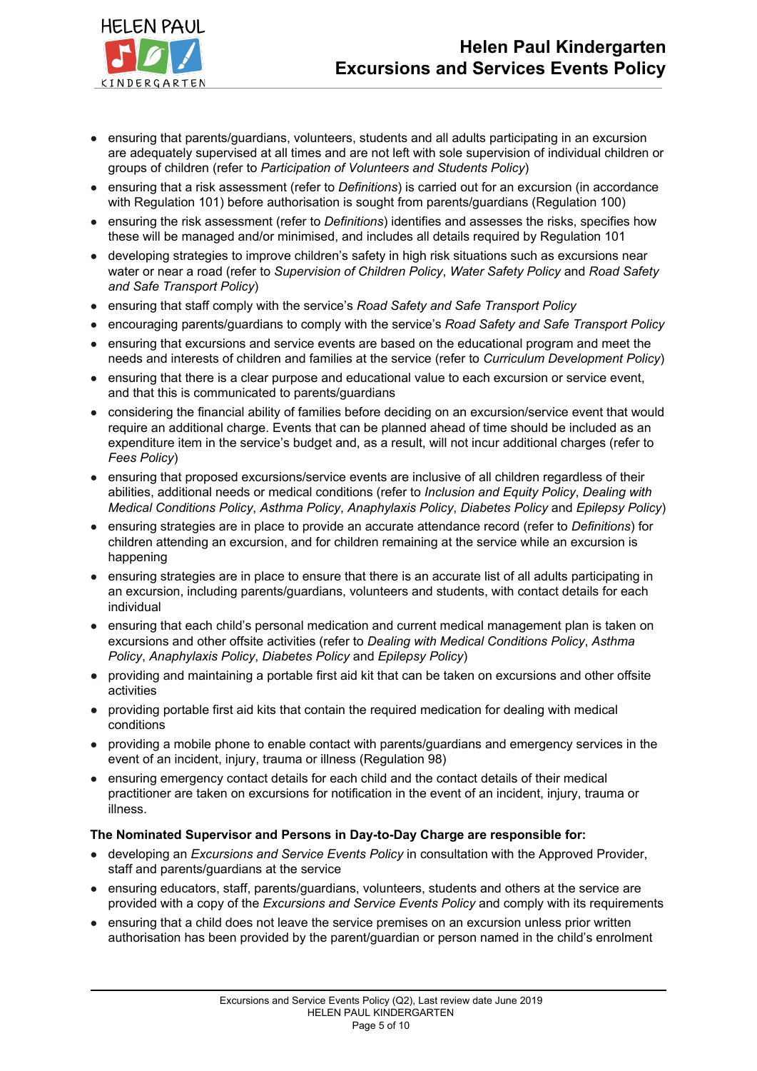- ensuring that parents/guardians, volunteers, students and all adults participating in an excursion are adequately supervised at all times and are not left with sole supervision of individual children or groups of children (refer to *Participation of Volunteers and Students Policy*)
- ensuring that a risk assessment (refer to *Definitions*) is carried out for an excursion (in accordance with Regulation 101) before authorisation is sought from parents/guardians (Regulation 100)
- ensuring the risk assessment (refer to *Definitions*) identifies and assesses the risks, specifies how these will be managed and/or minimised, and includes all details required by Regulation 101
- developing strategies to improve children's safety in high risk situations such as excursions near water or near a road (refer to *Supervision of Children Policy*, *Water Safety Policy* and *Road Safety and Safe Transport Policy*)
- ensuring that staff comply with the service's *Road Safety and Safe Transport Policy*
- encouraging parents/guardians to comply with the service's *Road Safety and Safe Transport Policy*
- ensuring that excursions and service events are based on the educational program and meet the needs and interests of children and families at the service (refer to *Curriculum Development Policy*)
- ensuring that there is a clear purpose and educational value to each excursion or service event, and that this is communicated to parents/guardians
- considering the financial ability of families before deciding on an excursion/service event that would require an additional charge. Events that can be planned ahead of time should be included as an expenditure item in the service's budget and, as a result, will not incur additional charges (refer to *Fees Policy*)
- ensuring that proposed excursions/service events are inclusive of all children regardless of their abilities, additional needs or medical conditions (refer to *Inclusion and Equity Policy*, *Dealing with Medical Conditions Policy*, *Asthma Policy*, *Anaphylaxis Policy*, *Diabetes Policy* and *Epilepsy Policy*)
- ensuring strategies are in place to provide an accurate attendance record (refer to *Definitions*) for children attending an excursion, and for children remaining at the service while an excursion is happening
- ensuring strategies are in place to ensure that there is an accurate list of all adults participating in an excursion, including parents/guardians, volunteers and students, with contact details for each individual
- ensuring that each child's personal medication and current medical management plan is taken on excursions and other offsite activities (refer to *Dealing with Medical Conditions Policy*, *Asthma Policy*, *Anaphylaxis Policy*, *Diabetes Policy* and *Epilepsy Policy*)
- providing and maintaining a portable first aid kit that can be taken on excursions and other offsite activities
- providing portable first aid kits that contain the required medication for dealing with medical conditions
- providing a mobile phone to enable contact with parents/guardians and emergency services in the event of an incident, injury, trauma or illness (Regulation 98)
- ensuring emergency contact details for each child and the contact details of their medical practitioner are taken on excursions for notification in the event of an incident, injury, trauma or illness.

**The Nominated Supervisor and Persons in Day-to-Day Charge are responsible for:**

- developing an *Excursions and Service Events Policy* in consultation with the Approved Provider, staff and parents/guardians at the service
- ensuring educators, staff, parents/guardians, volunteers, students and others at the service are provided with a copy of the *Excursions and Service Events Policy* and comply with its requirements
- ensuring that a child does not leave the service premises on an excursion unless prior written authorisation has been provided by the parent/guardian or person named in the child's enrolment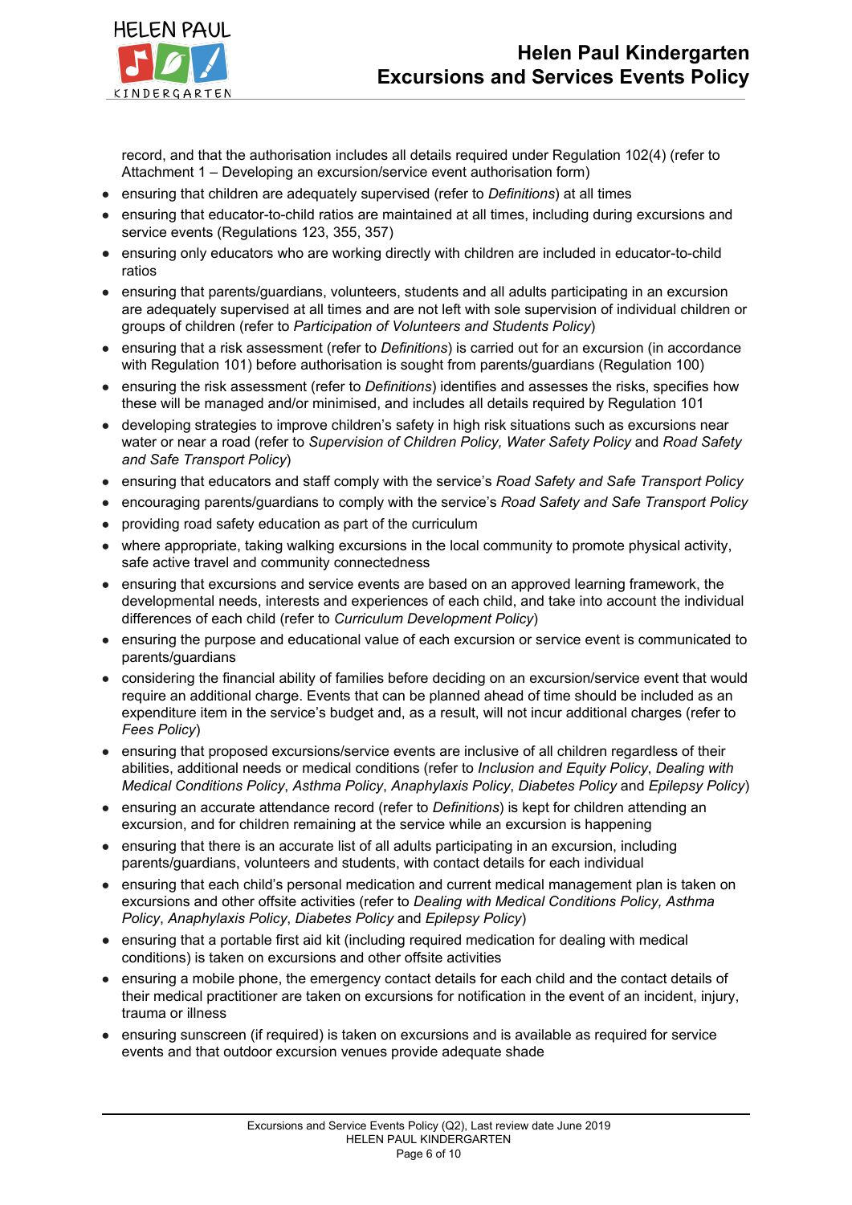record, and that the authorisation includes all details required under Regulation 102(4) (refer to Attachment 1 – Developing an excursion/service event authorisation form)

- ensuring that children are adequately supervised (refer to *Definitions*) at all times
- ensuring that educator-to-child ratios are maintained at all times, including during excursions and service events (Regulations 123, 355, 357)
- ensuring only educators who are working directly with children are included in educator-to-child ratios
- ensuring that parents/guardians, volunteers, students and all adults participating in an excursion are adequately supervised at all times and are not left with sole supervision of individual children or groups of children (refer to *Participation of Volunteers and Students Policy*)
- ensuring that a risk assessment (refer to *Definitions*) is carried out for an excursion (in accordance with Regulation 101) before authorisation is sought from parents/guardians (Regulation 100)
- ensuring the risk assessment (refer to *Definitions*) identifies and assesses the risks, specifies how these will be managed and/or minimised, and includes all details required by Regulation 101
- developing strategies to improve children's safety in high risk situations such as excursions near water or near a road (refer to *Supervision of Children Policy, Water Safety Policy* and *Road Safety and Safe Transport Policy*)
- ensuring that educators and staff comply with the service's *Road Safety and Safe Transport Policy*
- encouraging parents/guardians to comply with the service's *Road Safety and Safe Transport Policy*
- providing road safety education as part of the curriculum
- where appropriate, taking walking excursions in the local community to promote physical activity, safe active travel and community connectedness
- ensuring that excursions and service events are based on an approved learning framework, the developmental needs, interests and experiences of each child, and take into account the individual differences of each child (refer to *Curriculum Development Policy*)
- ensuring the purpose and educational value of each excursion or service event is communicated to parents/guardians
- considering the financial ability of families before deciding on an excursion/service event that would require an additional charge. Events that can be planned ahead of time should be included as an expenditure item in the service's budget and, as a result, will not incur additional charges (refer to *Fees Policy*)
- ensuring that proposed excursions/service events are inclusive of all children regardless of their abilities, additional needs or medical conditions (refer to *Inclusion and Equity Policy*, *Dealing with Medical Conditions Policy*, *Asthma Policy*, *Anaphylaxis Policy*, *Diabetes Policy* and *Epilepsy Policy*)
- ensuring an accurate attendance record (refer to *Definitions*) is kept for children attending an excursion, and for children remaining at the service while an excursion is happening
- ensuring that there is an accurate list of all adults participating in an excursion, including parents/guardians, volunteers and students, with contact details for each individual
- ensuring that each child's personal medication and current medical management plan is taken on excursions and other offsite activities (refer to *Dealing with Medical Conditions Policy, Asthma Policy*, *Anaphylaxis Policy*, *Diabetes Policy* and *Epilepsy Policy*)
- ensuring that a portable first aid kit (including required medication for dealing with medical conditions) is taken on excursions and other offsite activities
- ensuring a mobile phone, the emergency contact details for each child and the contact details of their medical practitioner are taken on excursions for notification in the event of an incident, injury, trauma or illness
- ensuring sunscreen (if required) is taken on excursions and is available as required for service events and that outdoor excursion venues provide adequate shade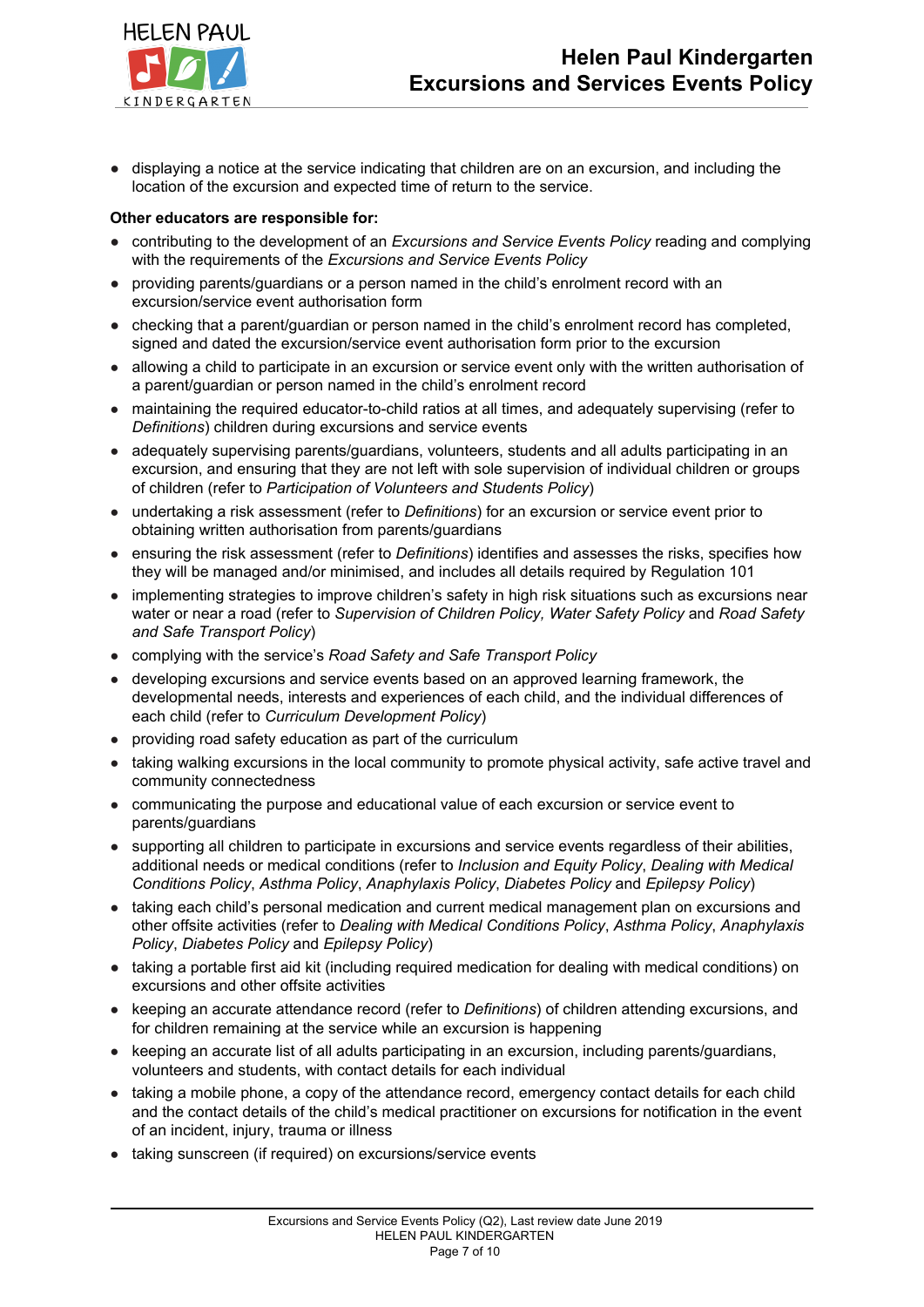- displaying a notice at the service indicating that children are on an excursion, and including the location of the excursion and expected time of return to the service.

**Other educators are responsible for:**

- contributing to the development of an *Excursions and Service Events Policy* reading and complying with the requirements of the *Excursions and Service Events Policy*
- providing parents/guardians or a person named in the child's enrolment record with an excursion/service event authorisation form
- checking that a parent/guardian or person named in the child's enrolment record has completed, signed and dated the excursion/service event authorisation form prior to the excursion
- allowing a child to participate in an excursion or service event only with the written authorisation of a parent/guardian or person named in the child's enrolment record
- maintaining the required educator-to-child ratios at all times, and adequately supervising (refer to *Definitions*) children during excursions and service events
- adequately supervising parents/guardians, volunteers, students and all adults participating in an excursion, and ensuring that they are not left with sole supervision of individual children or groups of children (refer to *Participation of Volunteers and Students Policy*)
- undertaking a risk assessment (refer to *Definitions*) for an excursion or service event prior to obtaining written authorisation from parents/guardians
- ensuring the risk assessment (refer to *Definitions*) identifies and assesses the risks, specifies how they will be managed and/or minimised, and includes all details required by Regulation 101
- implementing strategies to improve children's safety in high risk situations such as excursions near water or near a road (refer to *Supervision of Children Policy, Water Safety Policy* and *Road Safety and Safe Transport Policy*)
- complying with the service's *Road Safety and Safe Transport Policy*
- developing excursions and service events based on an approved learning framework, the developmental needs, interests and experiences of each child, and the individual differences of each child (refer to *Curriculum Development Policy*)
- providing road safety education as part of the curriculum
- taking walking excursions in the local community to promote physical activity, safe active travel and community connectedness
- communicating the purpose and educational value of each excursion or service event to parents/guardians
- supporting all children to participate in excursions and service events regardless of their abilities, additional needs or medical conditions (refer to *Inclusion and Equity Policy*, *Dealing with Medical Conditions Policy*, *Asthma Policy*, *Anaphylaxis Policy*, *Diabetes Policy* and *Epilepsy Policy*)
- taking each child's personal medication and current medical management plan on excursions and other offsite activities (refer to *Dealing with Medical Conditions Policy*, *Asthma Policy*, *Anaphylaxis Policy*, *Diabetes Policy* and *Epilepsy Policy*)
- taking a portable first aid kit (including required medication for dealing with medical conditions) on excursions and other offsite activities
- keeping an accurate attendance record (refer to *Definitions*) of children attending excursions, and for children remaining at the service while an excursion is happening
- keeping an accurate list of all adults participating in an excursion, including parents/guardians, volunteers and students, with contact details for each individual
- taking a mobile phone, a copy of the attendance record, emergency contact details for each child and the contact details of the child's medical practitioner on excursions for notification in the event of an incident, injury, trauma or illness
- taking sunscreen (if required) on excursions/service events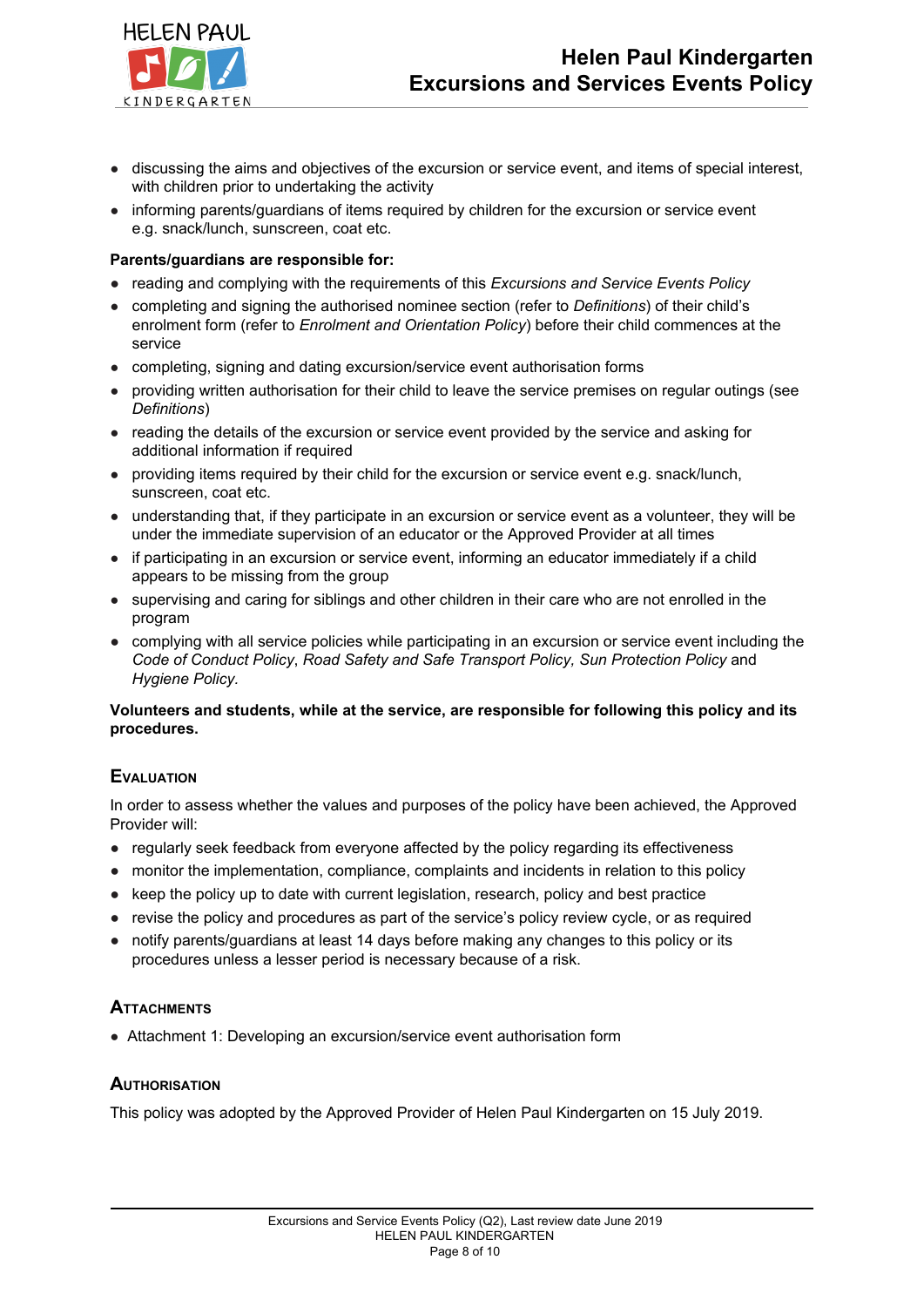- discussing the aims and objectives of the excursion or service event, and items of special interest, with children prior to undertaking the activity
- informing parents/guardians of items required by children for the excursion or service event e.g. snack/lunch, sunscreen, coat etc.

**Parents/guardians are responsible for:**

- reading and complying with the requirements of this *Excursions and Service Events Policy*
- completing and signing the authorised nominee section (refer to *Definitions*) of their child's enrolment form (refer to *Enrolment and Orientation Policy*) before their child commences at the service
- completing, signing and dating excursion/service event authorisation forms
- providing written authorisation for their child to leave the service premises on regular outings (see *Definitions*)
- reading the details of the excursion or service event provided by the service and asking for additional information if required
- providing items required by their child for the excursion or service event e.g. snack/lunch, sunscreen, coat etc.
- understanding that, if they participate in an excursion or service event as a volunteer, they will be under the immediate supervision of an educator or the Approved Provider at all times
- if participating in an excursion or service event, informing an educator immediately if a child appears to be missing from the group
- supervising and caring for siblings and other children in their care who are not enrolled in the program
- complying with all service policies while participating in an excursion or service event including the *Code of Conduct Policy*, *Road Safety and Safe Transport Policy, Sun Protection Policy* and *Hygiene Policy.*

**Volunteers and students, while at the service, are responsible for following this policy and its procedures.**

## Evaluation

In order to assess whether the values and purposes of the policy have been achieved, the Approved Provider will:

- regularly seek feedback from everyone affected by the policy regarding its effectiveness
- monitor the implementation, compliance, complaints and incidents in relation to this policy
- keep the policy up to date with current legislation, research, policy and best practice
- revise the policy and procedures as part of the service's policy review cycle, or as required
- notify parents/guardians at least 14 days before making any changes to this policy or its procedures unless a lesser period is necessary because of a risk.

## Attachments

- Attachment 1: Developing an excursion/service event authorisation form

## Authorisation

This policy was adopted by the Approved Provider of Helen Paul Kindergarten on 15 July 2019.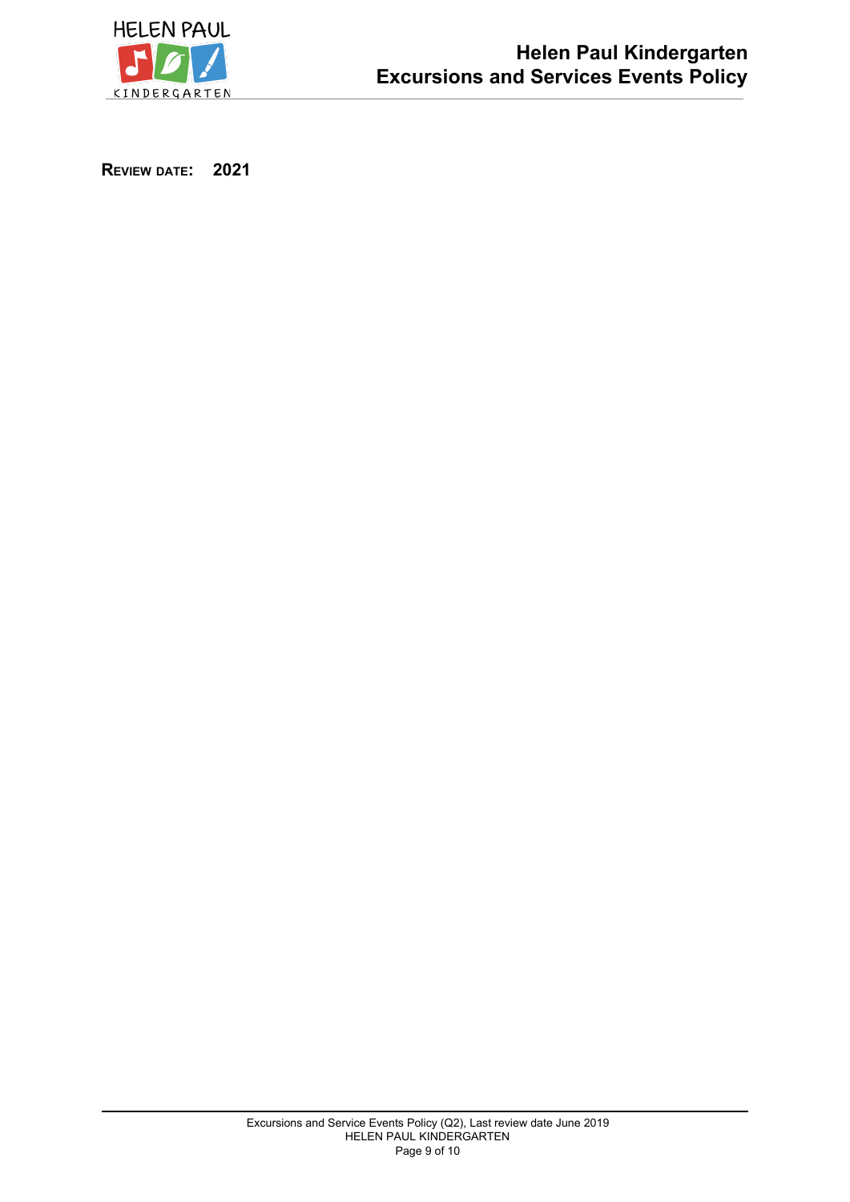**REVIEW DATE: 2021**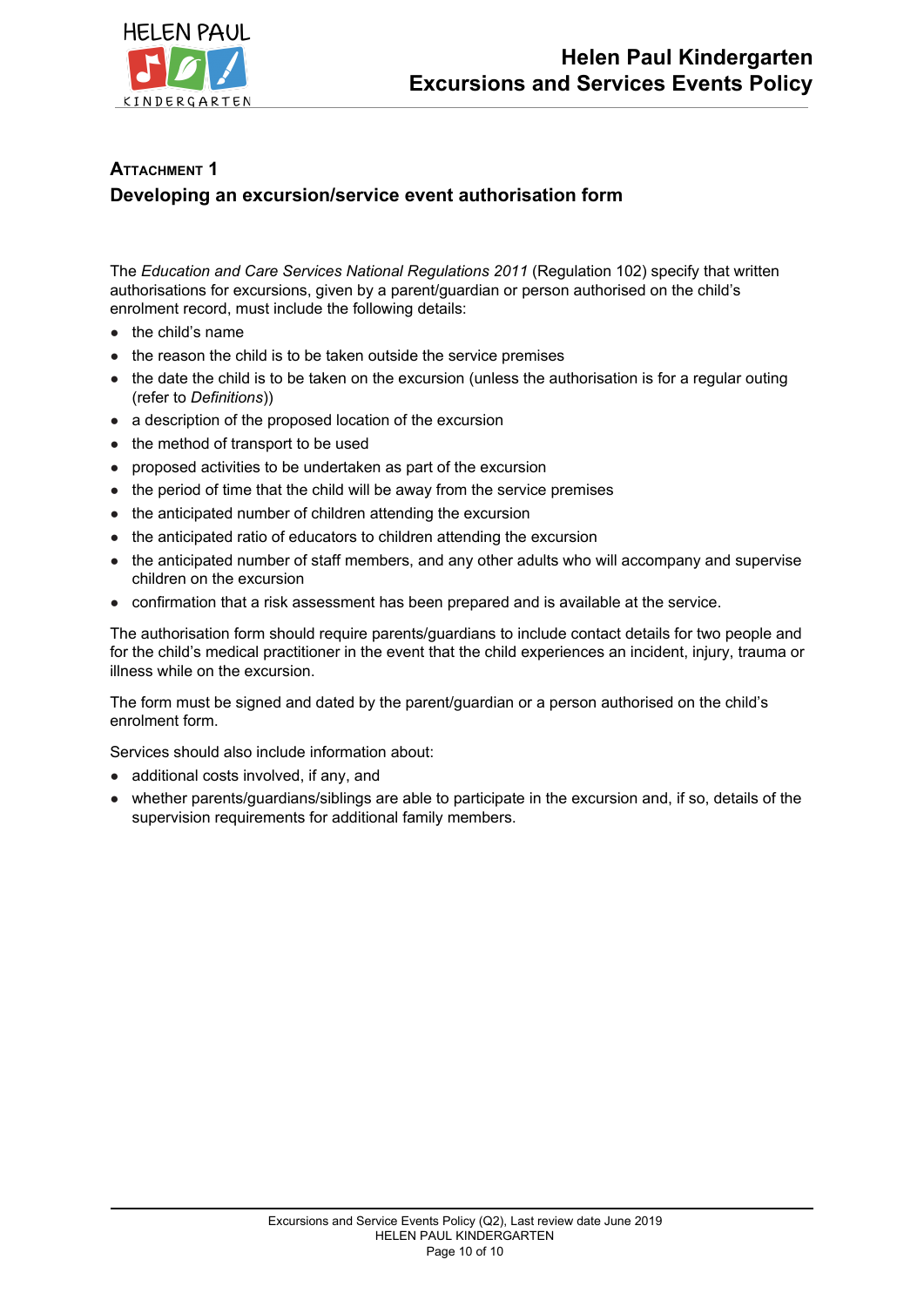## Attachment 1

### Developing an excursion/service event authorisation form

The *Education and Care Services National Regulations 2011* (Regulation 102) specify that written authorisations for excursions, given by a parent/guardian or person authorised on the child's enrolment record, must include the following details:

- the child's name
- the reason the child is to be taken outside the service premises
- the date the child is to be taken on the excursion (unless the authorisation is for a regular outing (refer to *Definitions*))
- a description of the proposed location of the excursion
- the method of transport to be used
- proposed activities to be undertaken as part of the excursion
- the period of time that the child will be away from the service premises
- the anticipated number of children attending the excursion
- the anticipated ratio of educators to children attending the excursion
- the anticipated number of staff members, and any other adults who will accompany and supervise children on the excursion
- confirmation that a risk assessment has been prepared and is available at the service.

The authorisation form should require parents/guardians to include contact details for two people and for the child's medical practitioner in the event that the child experiences an incident, injury, trauma or illness while on the excursion.

The form must be signed and dated by the parent/guardian or a person authorised on the child's enrolment form.

Services should also include information about:

- additional costs involved, if any, and
- whether parents/guardians/siblings are able to participate in the excursion and, if so, details of the supervision requirements for additional family members.